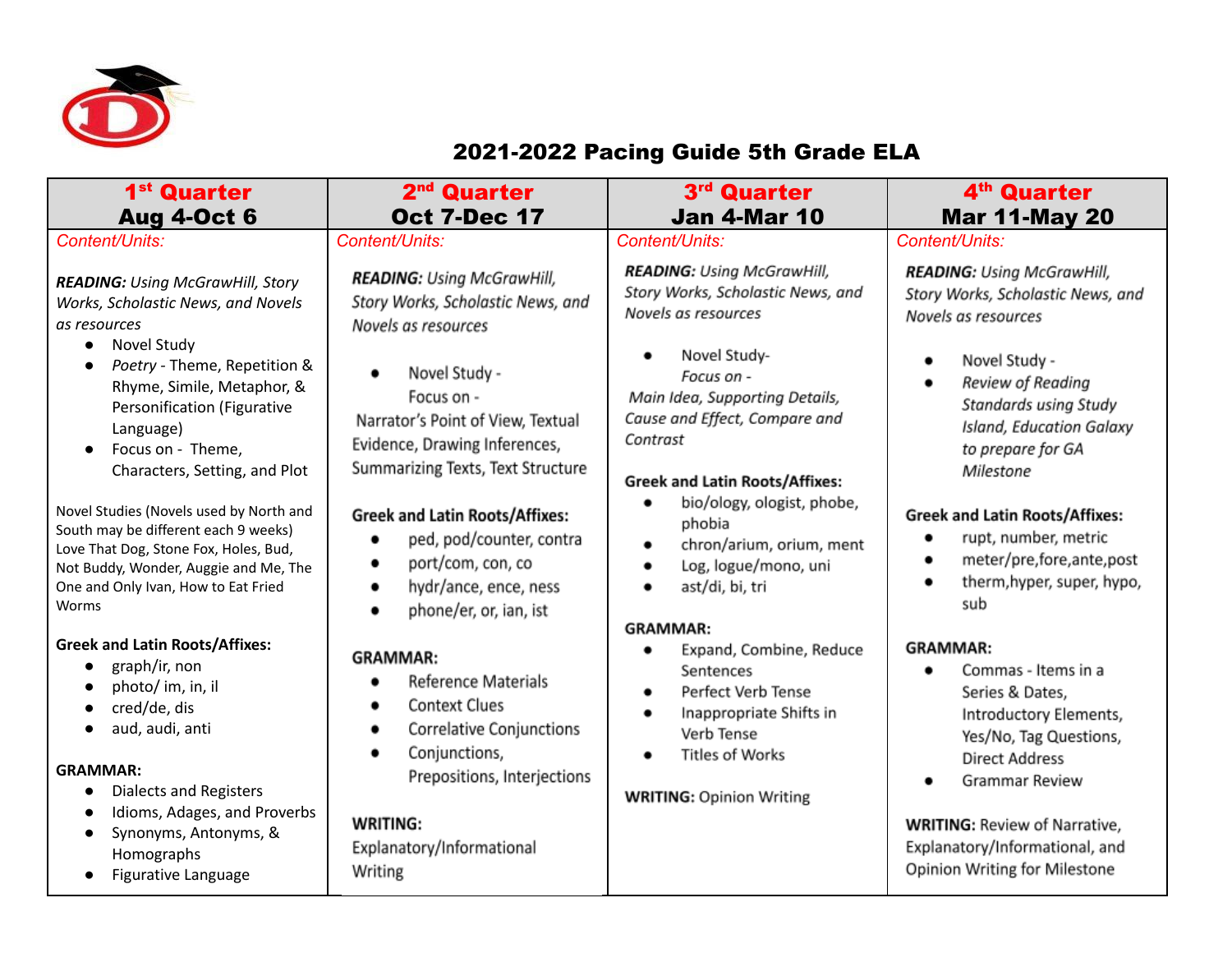# 2021-2022 Pacing Guide 5th Grade ELA

| 1st Quarter<br>Aug 4-Oct 6 | 2nd Quarter<br>Oct 7-Dec 17 | 3rd Quarter<br>Jan 4-Mar 10 | 4th Quarter<br>Mar 11-May 20 |
|---|---|---|---|
| *Content/Units:*<br><br>***READING:*** *Using McGrawHill, Story Works, Scholastic News, and Novels as resources*<br>• Novel Study<br>• *Poetry* - Theme, Repetition & Rhyme, Simile, Metaphor, & Personification (Figurative Language)<br>• Focus on - Theme, Characters, Setting, and Plot<br><br>Novel Studies (Novels used by North and South may be different each 9 weeks) Love That Dog, Stone Fox, Holes, Bud, Not Buddy, Wonder, Auggie and Me, The One and Only Ivan, How to Eat Fried Worms<br><br>**Greek and Latin Roots/Affixes:**<br>• graph/ir, non<br>• photo/ im, in, il<br>• cred/de, dis<br>• aud, audi, anti<br><br>**GRAMMAR:**<br>• Dialects and Registers<br>• Idioms, Adages, and Proverbs<br>• Synonyms, Antonyms, & Homographs<br>• Figurative Language | *Content/Units:*<br><br>***READING:*** *Using McGrawHill, Story Works, Scholastic News, and Novels as resources*<br><br>• Novel Study - Focus on - Narrator's Point of View, Textual Evidence, Drawing Inferences, Summarizing Texts, Text Structure<br><br>**Greek and Latin Roots/Affixes:**<br>• ped, pod/counter, contra<br>• port/com, con, co<br>• hydr/ance, ence, ness<br>• phone/er, or, ian, ist<br><br>**GRAMMAR:**<br>• Reference Materials<br>• Context Clues<br>• Correlative Conjunctions<br>• Conjunctions, Prepositions, Interjections<br><br>**WRITING:**<br>Explanatory/Informational Writing | *Content/Units:*<br><br>***READING:*** *Using McGrawHill, Story Works, Scholastic News, and Novels as resources*<br><br>• Novel Study- *Focus on -* *Main Idea, Supporting Details, Cause and Effect, Compare and Contrast*<br><br>**Greek and Latin Roots/Affixes:**<br>• bio/ology, ologist, phobe, phobia<br>• chron/arium, orium, ment<br>• Log, logue/mono, uni<br>• ast/di, bi, tri<br><br>**GRAMMAR:**<br>• Expand, Combine, Reduce Sentences<br>• Perfect Verb Tense<br>• Inappropriate Shifts in Verb Tense<br>• Titles of Works<br><br>**WRITING:** Opinion Writing | *Content/Units:*<br><br>***READING:*** *Using McGrawHill, Story Works, Scholastic News, and Novels as resources*<br><br>• Novel Study -<br>• *Review of Reading Standards using Study Island, Education Galaxy to prepare for GA Milestone*<br><br>**Greek and Latin Roots/Affixes:**<br>• rupt, number, metric<br>• meter/pre,fore,ante,post<br>• therm,hyper, super, hypo, sub<br><br>**GRAMMAR:**<br>• Commas - Items in a Series & Dates, Introductory Elements, Yes/No, Tag Questions, Direct Address<br>• Grammar Review<br><br>**WRITING:** Review of Narrative, Explanatory/Informational, and Opinion Writing for Milestone |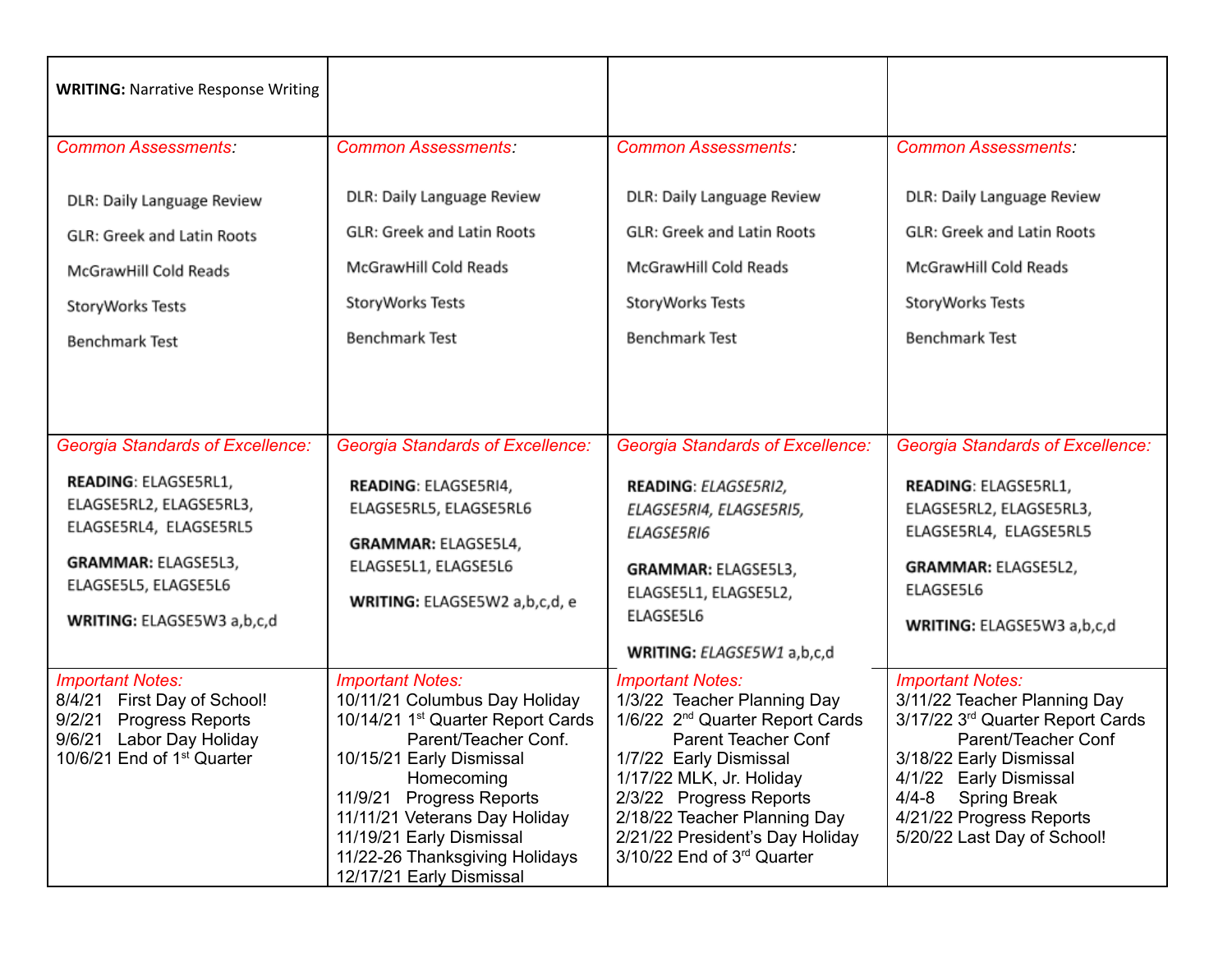| **WRITING:** Narrative Response Writing | | | |
|---|---|---|---|
| *Common Assessments:*<br><br>DLR: Daily Language Review<br>GLR: Greek and Latin Roots<br>McGrawHill Cold Reads<br>StoryWorks Tests<br>Benchmark Test | *Common Assessments:*<br><br>DLR: Daily Language Review<br>GLR: Greek and Latin Roots<br>McGrawHill Cold Reads<br>StoryWorks Tests<br>Benchmark Test | *Common Assessments:*<br><br>DLR: Daily Language Review<br>GLR: Greek and Latin Roots<br>McGrawHill Cold Reads<br>StoryWorks Tests<br>Benchmark Test | *Common Assessments:*<br><br>DLR: Daily Language Review<br>GLR: Greek and Latin Roots<br>McGrawHill Cold Reads<br>StoryWorks Tests<br>Benchmark Test |
| *Georgia Standards of Excellence:*<br><br>**READING**: ELAGSE5RL1, ELAGSE5RL2, ELAGSE5RL3, ELAGSE5RL4, ELAGSE5RL5<br><br>**GRAMMAR:** ELAGSE5L3, ELAGSE5L5, ELAGSE5L6<br><br>**WRITING:** ELAGSE5W3 a,b,c,d | *Georgia Standards of Excellence:*<br><br>**READING**: ELAGSE5RI4, ELAGSE5RL5, ELAGSE5RL6<br><br>**GRAMMAR:** ELAGSE5L4, ELAGSE5L1, ELAGSE5L6<br><br>**WRITING:** ELAGSE5W2 a,b,c,d, e | *Georgia Standards of Excellence:*<br><br>**READING**: *ELAGSE5RI2, ELAGSE5RI4, ELAGSE5RI5, ELAGSE5RI6*<br><br>**GRAMMAR:** ELAGSE5L3, ELAGSE5L1, ELAGSE5L2, ELAGSE5L6<br><br>**WRITING:** *ELAGSE5W1* a,b,c,d | *Georgia Standards of Excellence:*<br><br>**READING**: ELAGSE5RL1, ELAGSE5RL2, ELAGSE5RL3, ELAGSE5RL4, ELAGSE5RL5<br><br>**GRAMMAR:** ELAGSE5L2, ELAGSE5L6<br><br>**WRITING:** ELAGSE5W3 a,b,c,d |
| *Important Notes:*<br>8/4/21 First Day of School!<br>9/2/21 Progress Reports<br>9/6/21 Labor Day Holiday<br>10/6/21 End of 1st Quarter | *Important Notes:*<br>10/11/21 Columbus Day Holiday<br>10/14/21 1st Quarter Report Cards Parent/Teacher Conf.<br>10/15/21 Early Dismissal Homecoming<br>11/9/21 Progress Reports<br>11/11/21 Veterans Day Holiday<br>11/19/21 Early Dismissal<br>11/22-26 Thanksgiving Holidays<br>12/17/21 Early Dismissal | *Important Notes:*<br>1/3/22 Teacher Planning Day<br>1/6/22 2nd Quarter Report Cards Parent Teacher Conf<br>1/7/22 Early Dismissal<br>1/17/22 MLK, Jr. Holiday<br>2/3/22 Progress Reports<br>2/18/22 Teacher Planning Day<br>2/21/22 President's Day Holiday<br>3/10/22 End of 3rd Quarter | *Important Notes:*<br>3/11/22 Teacher Planning Day<br>3/17/22 3rd Quarter Report Cards Parent/Teacher Conf<br>3/18/22 Early Dismissal<br>4/1/22 Early Dismissal<br>4/4-8 Spring Break<br>4/21/22 Progress Reports<br>5/20/22 Last Day of School! |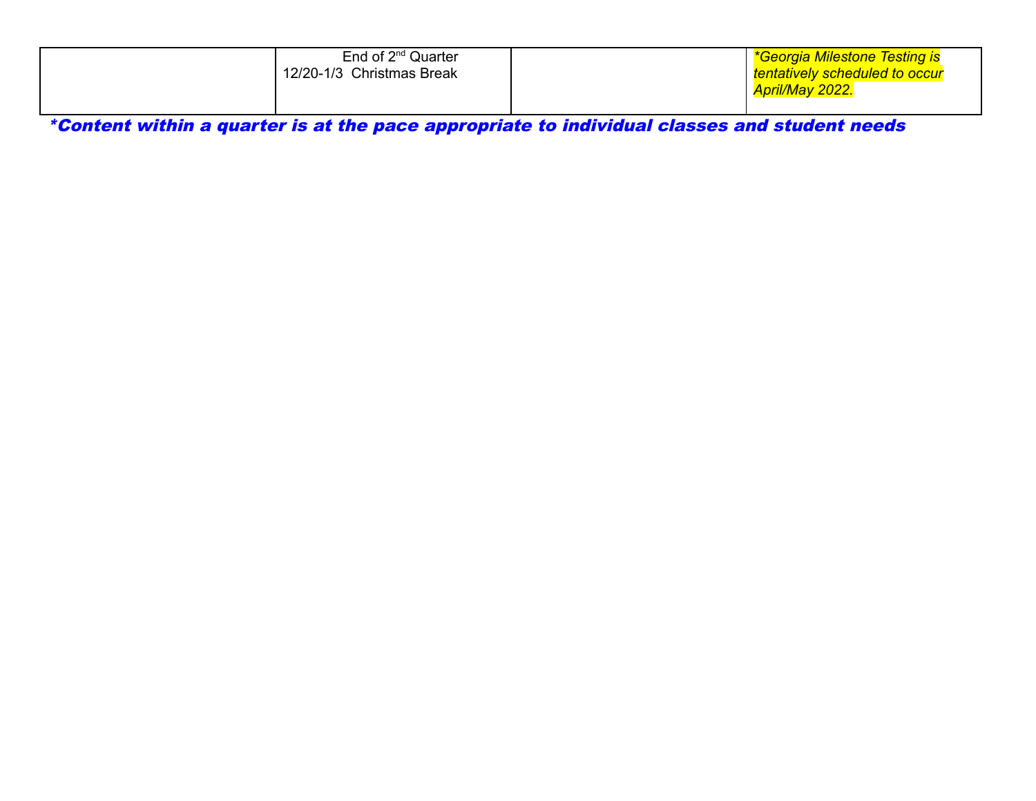| | | | |
|---|---|---|---|
| | End of 2nd Quarter<br>12/20-1/3 Christmas Break | | *\*Georgia Milestone Testing is tentatively scheduled to occur April/May 2022.* |

***Content within a quarter is at the pace appropriate to individual classes and student needs***